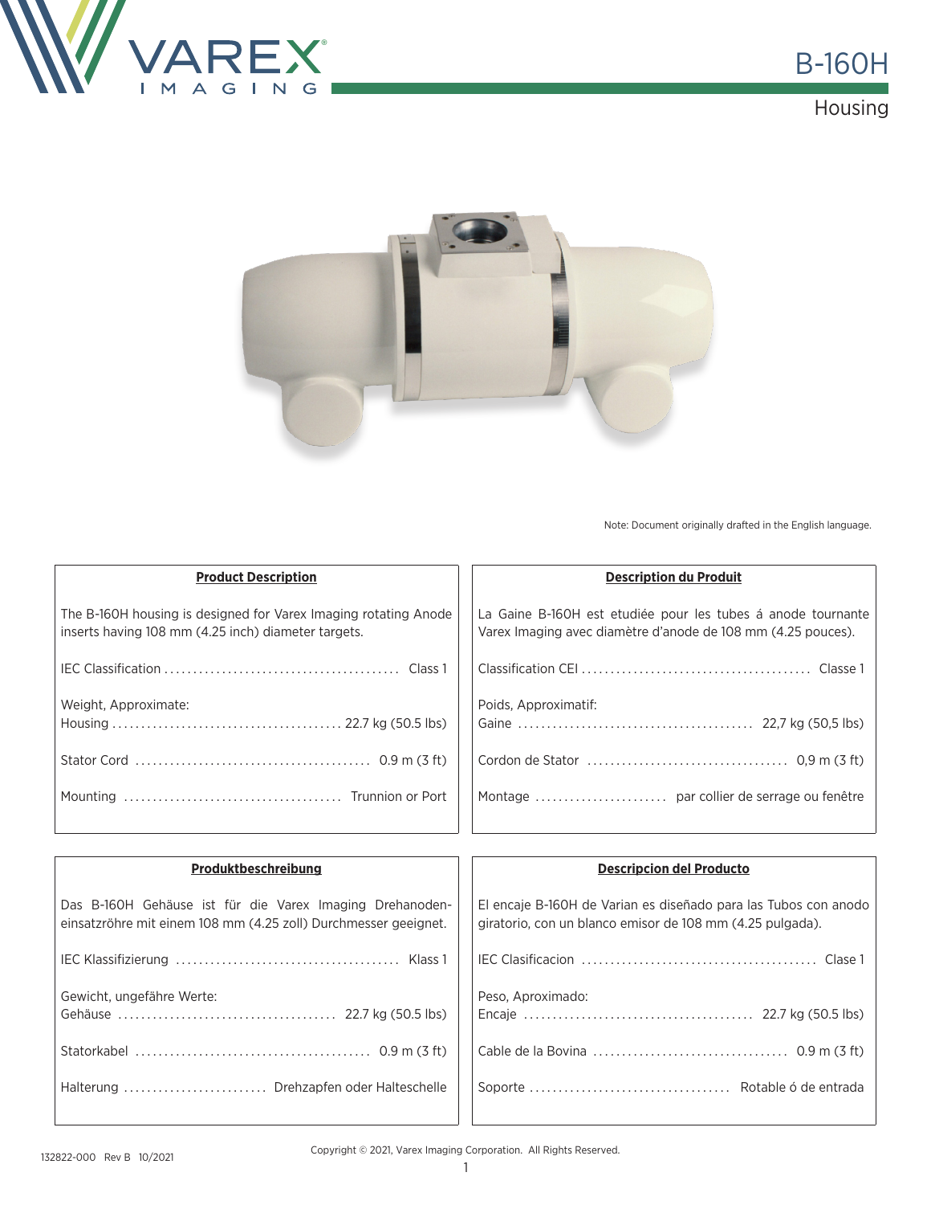# B-160H

## Housing

Note: Document originally drafted in the English language.

### Product Description

The B-160H housing is designed for Varex Imaging rotating Anode inserts having 108 mm (4.25 inch) diameter targets.

IEC Classification ........................................ Class 1

Weight, Approximate:
Housing ........................................ 22.7 kg (50.5 lbs)

Stator Cord ........................................ 0.9 m (3 ft)

Mounting ..................................... Trunnion or Port

### Description du Produit

La Gaine B-160H est etudiée pour les tubes á anode tournante Varex Imaging avec diamètre d'anode de 108 mm (4.25 pouces).

Classification CEI ....................................... Classe 1

Poids, Approximatif:
Gaine ........................................ 22,7 kg (50,5 lbs)

Cordon de Stator .................................. 0,9 m (3 ft)

Montage ....................... par collier de serrage ou fenêtre

### Produktbeschreibung

Das B-160H Gehäuse ist für die Varex Imaging Drehanoden-einsatzröhre mit einem 108 mm (4.25 zoll) Durchmesser geeignet.

IEC Klassifizierung ...................................... Klass 1

Gewicht, ungefähre Werte:
Gehäuse ..................................... 22.7 kg (50.5 lbs)

Statorkabel ........................................ 0.9 m (3 ft)

Halterung ......................... Drehzapfen oder Halteschelle

### Descripcion del Producto

El encaje B-160H de Varian es diseñado para las Tubos con anodo giratorio, con un blanco emisor de 108 mm (4.25 pulgada).

IEC Clasificacion ........................................ Clase 1

Peso, Aproximado:
Encaje ....................................... 22.7 kg (50.5 lbs)

Cable de la Bovina ................................. 0.9 m (3 ft)

Soporte .................................. Rotable ó de entrada

132822-000 Rev B 10/2021

Copyright © 2021, Varex Imaging Corporation. All Rights Reserved.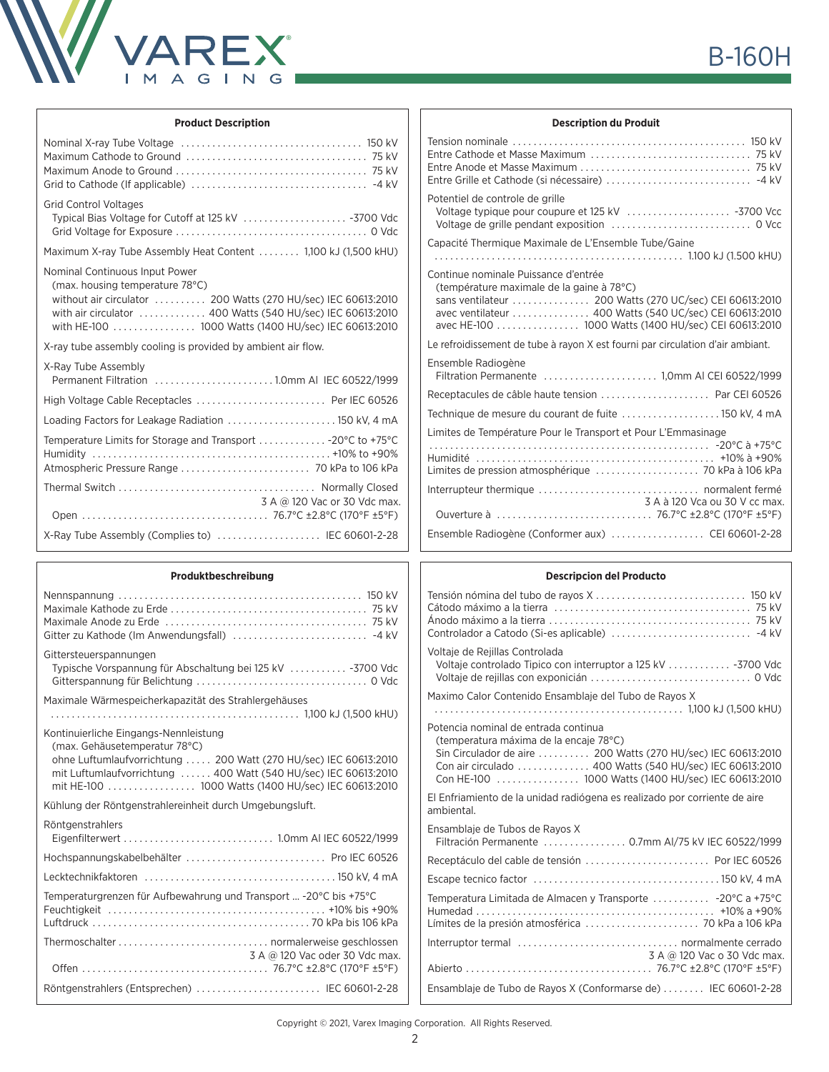# B-160H

## Product Description

| | |
|---|---|
| Nominal X-ray Tube Voltage | 150 kV |
| Maximum Cathode to Ground | 75 kV |
| Maximum Anode to Ground | 75 kV |
| Grid to Cathode (If applicable) | -4 kV |

Grid Control Voltages

| | |
|---|---|
| Typical Bias Voltage for Cutoff at 125 kV | -3700 Vdc |
| Grid Voltage for Exposure | 0 Vdc |

Maximum X-ray Tube Assembly Heat Content ........ 1,100 kJ (1,500 kHU)

Nominal Continuous Input Power
(max. housing temperature 78°C)

| | |
|---|---|
| without air circulator | 200 Watts (270 HU/sec) IEC 60613:2010 |
| with air circulator | 400 Watts (540 HU/sec) IEC 60613:2010 |
| with HE-100 | 1000 Watts (1400 HU/sec) IEC 60613:2010 |

X-ray tube assembly cooling is provided by ambient air flow.

X-Ray Tube Assembly
Permanent Filtration ........ 1.0mm Al IEC 60522/1999

High Voltage Cable Receptacles ........ Per IEC 60526

Loading Factors for Leakage Radiation ........ 150 kV, 4 mA

| | |
|---|---|
| Temperature Limits for Storage and Transport | -20°C to +75°C |
| Humidity | +10% to +90% |
| Atmospheric Pressure Range | 70 kPa to 106 kPa |

Thermal Switch ........ Normally Closed
3 A @ 120 Vac or 30 Vdc max.
Open ........ 76.7°C ±2.8°C (170°F ±5°F)

X-Ray Tube Assembly (Complies to) ........ IEC 60601-2-28

## Description du Produit

| | |
|---|---|
| Tension nominale | 150 kV |
| Entre Cathode et Masse Maximum | 75 kV |
| Entre Anode et Masse Maximum | 75 kV |
| Entre Grille et Cathode (si nécessaire) | -4 kV |

Potentiel de controle de grille

| | |
|---|---|
| Voltage typique pour coupure et 125 kV | -3700 Vcc |
| Voltage de grille pendant exposition | 0 Vcc |

Capacité Thermique Maximale de L'Ensemble Tube/Gaine ........ 1.100 kJ (1.500 kHU)

Continue nominale Puissance d'entrée
(température maximale de la gaine à 78°C)

| | |
|---|---|
| sans ventilateur | 200 Watts (270 UC/sec) CEI 60613:2010 |
| avec ventilateur | 400 Watts (540 UC/sec) CEI 60613:2010 |
| avec HE-100 | 1000 Watts (1400 HU/sec) CEI 60613:2010 |

Le refroidissement de tube à rayon X est fourni par circulation d'air ambiant.

Ensemble Radiogène
Filtration Permanente ........ 1,0mm Al CEI 60522/1999

Receptacules de câble haute tension ........ Par CEI 60526

Technique de mesure du courant de fuite ........ 150 kV, 4 mA

| | |
|---|---|
| Limites de Température Pour le Transport et Pour L'Emmasinage | -20°C à +75°C |
| Humidité | +10% à +90% |
| Limites de pression atmosphérique | 70 kPa à 106 kPa |

Interrupteur thermique ........ normalent fermé
3 A à 120 Vca ou 30 V cc max.
Ouverture à ........ 76.7°C ±2.8°C (170°F ±5°F)

Ensemble Radiogène (Conformer aux) ........ CEI 60601-2-28

## Produktbeschreibung

| | |
|---|---|
| Nennspannung | 150 kV |
| Maximale Kathode zu Erde | 75 kV |
| Maximale Anode zu Erde | 75 kV |
| Gitter zu Kathode (Im Anwendungsfall) | -4 kV |

Gittersteuerspannungen

| | |
|---|---|
| Typische Vorspannung für Abschaltung bei 125 kV | -3700 Vdc |
| Gitterspannung für Belichtung | 0 Vdc |

Maximale Wärmespeicherkapazität des Strahlergehäuses ........ 1,100 kJ (1,500 kHU)

Kontinuierliche Eingangs-Nennleistung
(max. Gehäusetemperatur 78°C)

| | |
|---|---|
| ohne Luftumlaufvorrichtung | 200 Watt (270 HU/sec) IEC 60613:2010 |
| mit Luftumlaufvorrichtung | 400 Watt (540 HU/sec) IEC 60613:2010 |
| mit HE-100 | 1000 Watts (1400 HU/sec) IEC 60613:2010 |

Kühlung der Röntgenstrahlereinheit durch Umgebungsluft.

Röntgenstrahlers
Eigenfilterwert ........ 1.0mm Al IEC 60522/1999

Hochspannungskabelbehälter ........ Pro IEC 60526

Lecktechnikfaktoren ........ 150 kV, 4 mA

| | |
|---|---|
| Temperaturgrenzen für Aufbewahrung und Transport | -20°C bis +75°C |
| Feuchtigkeit | +10% bis +90% |
| Luftdruck | 70 kPa bis 106 kPa |

Thermoschalter ........ normalerweise geschlossen
3 A @ 120 Vac oder 30 Vdc max.
Offen ........ 76.7°C ±2.8°C (170°F ±5°F)

Röntgenstrahlers (Entsprechen) ........ IEC 60601-2-28

## Descripcion del Producto

| | |
|---|---|
| Tensión nómina del tubo de rayos X | 150 kV |
| Cátodo máximo a la tierra | 75 kV |
| Ánodo máximo a la tierra | 75 kV |
| Controlador a Catodo (Si-es aplicable) | -4 kV |

Voltaje de Rejillas Controlada

| | |
|---|---|
| Voltaje controlado Tipico con interruptor a 125 kV | -3700 Vdc |
| Voltaje de rejillas con exponición | 0 Vdc |

Maximo Calor Contenido Ensamblaje del Tubo de Rayos X ........ 1,100 kJ (1,500 kHU)

Potencia nominal de entrada continua
(temperatura máxima de la encaje 78°C)

| | |
|---|---|
| Sin Circulador de aire | 200 Watts (270 HU/sec) IEC 60613:2010 |
| Con air circulado | 400 Watts (540 HU/sec) IEC 60613:2010 |
| Con HE-100 | 1000 Watts (1400 HU/sec) IEC 60613:2010 |

El Enfriamiento de la unidad radiógena es realizado por corriente de aire ambiental.

Ensamblaje de Tubos de Rayos X
Filtración Permanente ........ 0.7mm Al/75 kV IEC 60522/1999

Receptáculo del cable de tensión ........ Por IEC 60526

Escape tecnico factor ........ 150 kV, 4 mA

| | |
|---|---|
| Temperatura Limitada de Almacen y Transporte | -20°C a +75°C |
| Humedad | +10% a +90% |
| Límites de la presión atmosférica | 70 kPa a 106 kPa |

Interruptor termal ........ normalmente cerrado
3 A @ 120 Vac o 30 Vdc max.
Abierto ........ 76.7°C ±2.8°C (170°F ±5°F)

Ensamblaje de Tubo de Rayos X (Conformarse de) ........ IEC 60601-2-28

Copyright © 2021, Varex Imaging Corporation. All Rights Reserved.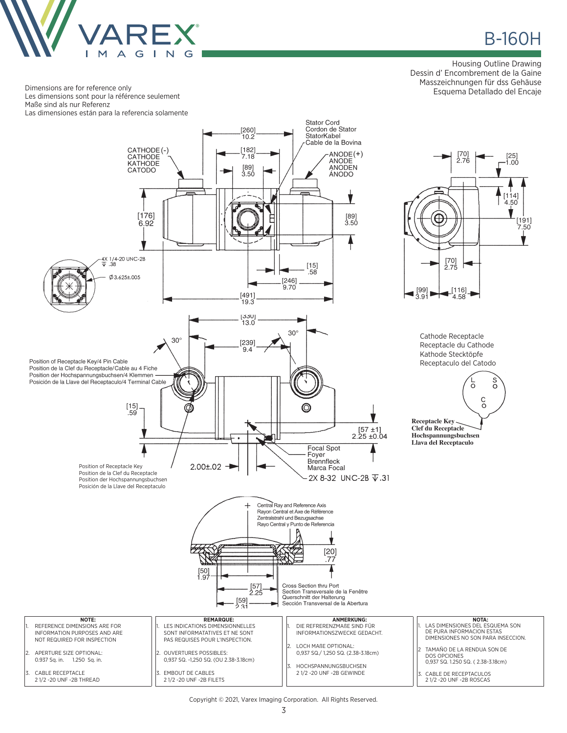# B-160H

Housing Outline Drawing
Dessin d' Encombrement de la Gaine
Masszeichnungen für dss Gehäuse
Esquema Detallado del Encaje

Dimensions are for reference only
Les dimensions sont pour la référence seulement
Maße sind als nur Referenz
Las dimensiones están para la referencia solamente

Stator Cord
Cordon de Stator
StatorKabel
Cable de la Bovina

CATHODE (-)
CATHODE
KATHODE
CATODO

ANODE (+)
ANODE
ANODEN
ÁNODO

[260] 10.2
[182] 7.18
[89] 3.50
[176] 6.92
[89] 3.50
[15] .58
[246] 9.70
[491] 19.3

4X 1/4-20 UNC-2B ⊽ .38
Ø3.625±.005

[70] 2.76
[25] 1.00
[114] 4.50
[191] 7.50
[70] 2.75
[99] 3.91
[116] 4.58

[330] 13.0
30°
[239] 9.4
30°

Position of Receptacle Key/4 Pin Cable
Position de la Clef du Receptacle/Cable au 4 Fiche
Position der Hochspannungsbuchsen/4 Klemmen
Posición de la Llave del Receptaculo/4 Terminal Cable

[15] .59
[57 ±1] 2.25 ±0.04

Focal Spot
Foyer
Brennfleck
Marca Focal

2X 8-32 UNC-2B ⊽.31

2.00±.02

Position of Receptacle Key
Position de la Clef du Receptacle
Position der Hochspannungsbuchsen
Posición de la Llave del Receptaculo

Cathode Receptacle
Receptacle du Cathode
Kathode Stecktöpfe
Receptaculo del Catodo

L S C

**Receptacle Key**
**Clef du Receptacle**
**Hochspannungsbuchsen**
**Llava del Receptaculo**

Central Ray and Reference Axis
Rayon Central et Axe de Référence
Zentralstrahl und Bezugsachse
Rayo Central y Punto de Referencia

[20] .77
[50] 1.97
[57] 2.25
[59] 2.31

Cross Section thru Port
Section Transversale de la Fenêtre
Querschnitt der Halterung
Sección Transversal de la Abertura

**NOTE:**
1. REFERENCE DIMENSIONS ARE FOR INFORMATION PURPOSES AND ARE NOT REQUIRED FOR INSPECTION
2. APERTURE SIZE OPTIONAL: 0.937 Sq. in. 1.250 Sq. in.
3. CABLE RECEPTACLE 2 1/2 -20 UNF -2B THREAD

**REMARQUE:**
1. LES INDICATIONS DIMENSIONNELLES SONT INFORMATATIVES ET NE SONT PAS REQUISES POUR L'INSPECTION.
2. OUVERTURES POSSIBLES: 0,937 SQ. -1,250 SQ. (OU 2.38-3.18cm)
3. EMBOUT DE CABLES 2 1/2 -20 UNF -2B FILETS

**ANMERKUNG:**
1. DIE REFREREN​ZMAßE SIND FÜR INFORMATIONSZWECKE GEDACHT.
2. LOCH MAßE OPTIONAL: 0,937 SQ./ 1,250 SQ. (2.38-3.18cm)
3. HOCHSPANNUNGSBUCHSEN 2 1/2 -20 UNF -2B GEWINDE

**NOTA:**
1. LAS DIMENSIONES DEL ESQUEMA SON DE PURA INFORMACION ESTAS DIMENSIONES NO SON PARA INSECCION.
2. TAMAÑO DE LA RENDUA SON DE DOS OPCIONES 0,937 SQ. 1.250 SQ. ( 2.38-3.18cm)
3. CABLE DE RECEPTACULOS 2 1/2 -20 UNF -2B ROSCAS

Copyright © 2021, Varex Imaging Corporation. All Rights Reserved.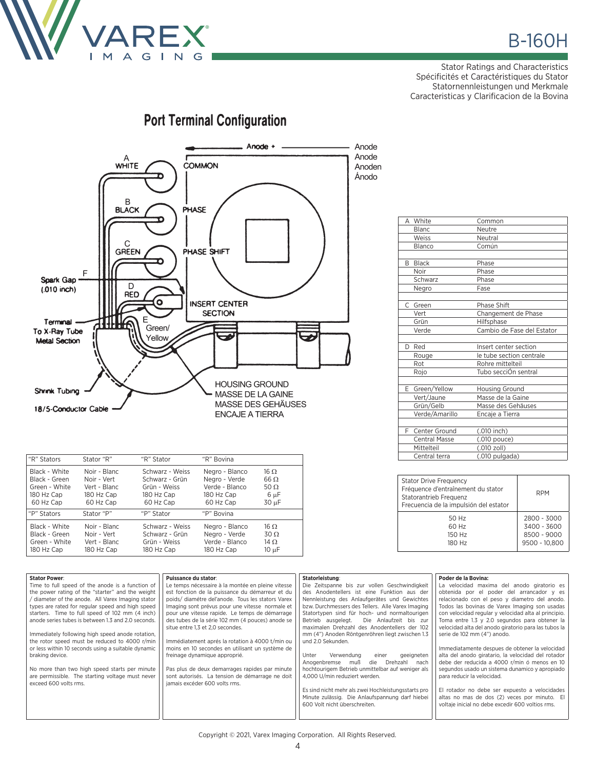# B-160H

Stator Ratings and Characteristics
Spécificités et Caractéristiques du Stator
Statornennleistungen und Merkmale
Caracteristicas y Clarificacion de la Bovina

## Port Terminal Configuration

Anode +
Anode
Anode
Anoden
Ánodo

A WHITE — COMMON
B BLACK — PHASE
C GREEN — PHASE SHIFT
D RED — INSERT CENTER SECTION
E Green/Yellow
F Spark Gap (.010 inch)
Terminal To X-Ray Tube Metal Section
Shrink Tubing
18/5-Conductor Cable

HOUSING GROUND
MASSE DE LA GAINE
MASSE DES GEHÄUSES
ENCAJE A TIERRA

| | | |
|---|---|---|
| A | White | Common |
| | Blanc | Neutre |
| | Weiss | Neutral |
| | Blanco | Común |
| B | Black | Phase |
| | Noir | Phase |
| | Schwarz | Phase |
| | Negro | Fase |
| C | Green | Phase Shift |
| | Vert | Changement de Phase |
| | Grün | Hilfsphase |
| | Verde | Cambio de Fase del Estator |
| D | Red | Insert center section |
| | Rouge | le tube section centrale |
| | Rot | Rohre mittelteil |
| | Rojo | Tubo secciÓn sentral |
| E | Green/Yellow | Housing Ground |
| | Vert/Jaune | Masse de la Gaine |
| | Grün/Gelb | Masse des Gehäuses |
| | Verde/Amarillo | Encaje a Tierra |
| F | Center Ground | (.010 inch) |
| | Central Masse | (.010 pouce) |
| | Mittelteil | (.010 zoll) |
| | Central terra | (.010 pulgada) |

| "R" Stators | Stator "R" | "R" Stator | "R" Bovina | |
|---|---|---|---|---|
| Black - White | Noir - Blanc | Schwarz - Weiss | Negro - Blanco | 16 Ω |
| Black - Green | Noir - Vert | Schwarz - Grün | Negro - Verde | 66 Ω |
| Green - White | Vert - Blanc | Grün - Weiss | Verde - Blanco | 50 Ω |
| 180 Hz Cap | 180 Hz Cap | 180 Hz Cap | 180 Hz Cap | 6 µF |
| 60 Hz Cap | 60 Hz Cap | 60 Hz Cap | 60 Hz Cap | 30 µF |
| **"P" Stators** | **Stator "P"** | **"P" Stator** | **"P" Bovina** | |
| Black - White | Noir - Blanc | Schwarz - Weiss | Negro - Blanco | 16 Ω |
| Black - Green | Noir - Vert | Schwarz - Grün | Negro - Verde | 30 Ω |
| Green - White | Vert - Blanc | Grün - Weiss | Verde - Blanco | 14 Ω |
| 180 Hz Cap | 180 Hz Cap | 180 Hz Cap | 180 Hz Cap | 10 µF |

| Stator Drive Frequency<br>Fréquence d'entraînement du stator<br>Statorantrieb Frequenz<br>Frecuencia de la impulsión del estator | RPM |
|---|---|
| 50 Hz | 2800 - 3000 |
| 60 Hz | 3400 - 3600 |
| 150 Hz | 8500 - 9000 |
| 180 Hz | 9500 - 10,800 |

**Stator Power**:
Time to full speed of the anode is a function of the power rating of the "starter" and the weight / diameter of the anode. All Varex Imaging stator types are rated for regular speed and high speed starters. Time to full speed of 102 mm (4 inch) anode series tubes is between 1.3 and 2.0 seconds.

Immediately following high speed anode rotation, the rotor speed must be reduced to 4000 r/min or less within 10 seconds using a suitable dynamic braking device.

No more than two high speed starts per minute are permissible. The starting voltage must never exceed 600 volts rms.

**Puissance du stator**:
Le temps nécessaire à la montée en pleine vitesse est fonction de la puissance du démarreur et du poids/ diamétre del'anode. Tous les stators Varex Imaging sont prévus pour une vitesse normale et pour une vitesse rapide. Le temps de démarrage des tubes de la série 102 mm (4 pouces) anode se situe entre 1,3 et 2,0 secondes.

Immédiatement aprés la rotation à 4000 t/min ou moins en 10 secondes en utilisant un système de freinage dynamique approprié.

Pas plus de deux demarrages rapides par minute sont autorisés. La tension de démarrage ne doit jamais excéder 600 volts rms.

**Statorleistung**:
Die Zeitspanne bis zur vollen Geschwindigkeit des Anodentellers ist eine Funktion aus der Nennleistung des Anlaufgerätes und Gewichtes bzw. Durchmessers des Tellers. Alle Varex Imaging Statortypen sind für hoch- und normaltourigen Betrieb ausgelegt. Die Anlaufzeit bis zur maximalen Drehzahl des Anodentellers der 102 mm (4") Anoden Röntgenröhren liegt zwischen 1.3 und 2.0 Sekunden.

Unter Verwendung einer geeigneten Anogenbremse muß die Drehzahl nach hochtourigem Betrieb unmittelbar auf weniger als 4,000 U/min reduziert werden.

Es sind nicht mehr als zwei Hochleistungsstarts pro Minute zulässig. Die Anlaufspannung darf hiebei 600 Volt nicht überschreiten.

**Poder de la Bovina:**
La velocidad maxima del anodo giratorio es obtenida por el poder del arrancador y es relacionado con el peso y diametro del anodo. Todos las bovinas de Varex Imaging son usadas con velocidad regular y velocidad alta al principio. Toma entre 1.3 y 2.0 segundos para obtener la velocidad alta del anodo giratorio para las tubos la serie de 102 mm (4") anodo.

Immediatamente despues de obtener la velocidad alta del anodo giratario, la velocidad del rotador debe der reducida a 4000 r/min ó menos en 10 segundos usado un sistema dunamico y apropiado para reducir la velocidad.

El rotador no debe ser expuesto a velocidades altas no mas de dos (2) veces por minuto. El voltaje inicial no debe excedir 600 voltios rms.

Copyright © 2021, Varex Imaging Corporation. All Rights Reserved.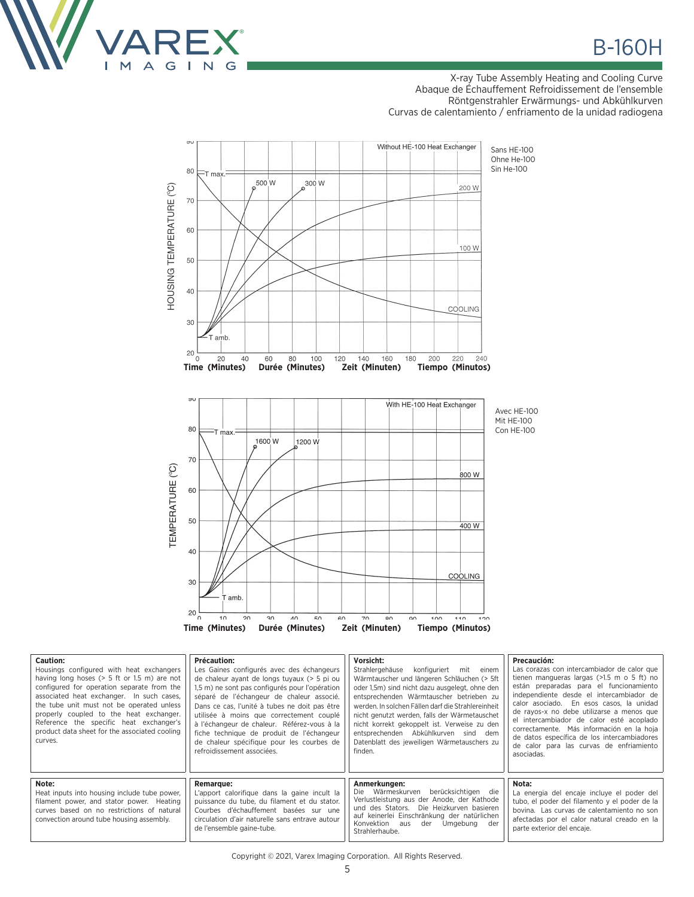# B-160H

X-ray Tube Assembly Heating and Cooling Curve
Abaque de Échauffement Refroidissement de l'ensemble
Röntgenstrahler Erwärmungs- und Abkühlkurven
Curvas de calentamiento / enfriamiento de la unidad radiogena

Without HE-100 Heat Exchanger

Sans HE-100
Ohne He-100
Sin He-100

HOUSING TEMPERATURE (°C)

T max. · 500 W · 300 W · 200 W · 100 W · COOLING · T amb.

Time (Minutes) Durée (Minutes) Zeit (Minuten) Tiempo (Minutos)

With HE-100 Heat Exchanger

Avec HE-100
Mit HE-100
Con HE-100

TEMPERATURE (°C)

T max. · 1600 W · 1200 W · 800 W · 400 W · COOLING · T amb.

Time (Minutes) Durée (Minutes) Zeit (Minuten) Tiempo (Minutos)

**Caution:**
Housings configured with heat exchangers having long hoses (> 5 ft or 1.5 m) are not configured for operation separate from the associated heat exchanger. In such cases, the tube unit must not be operated unless properly coupled to the heat exchanger. Reference the specific heat exchanger's product data sheet for the associated cooling curves.

**Précaution:**
Les Gaines configurés avec des échangeurs de chaleur ayant de longs tuyaux (> 5 pi ou 1,5 m) ne sont pas configurés pour l'opération séparé de l'échangeur de chaleur associé. Dans ce cas, l'unité à tubes ne doit pas être utilisée à moins que correctement couplé à l'échangeur de chaleur. Référez-vous à la fiche technique de produit de l'échangeur de chaleur spécifique pour les courbes de refroidissement associées.

**Vorsicht:**
Strahlergehäuse konfiguriert mit einem Wärmtauscher und längeren Schläuchen (> 5ft oder 1,5m) sind nicht dazu ausgelegt, ohne den entsprechenden Wärmtauscher betrieben zu werden. In solchen Fällen darf die Strahlereinheit nicht genutzt werden, falls der Wärmetauschet nicht korrekt gekoppelt ist. Verweise zu den entsprechenden Abkühlkurven sind dem Datenblatt des jeweiligen Wärmetauschers zu finden.

**Precaución:**
Las corazas con intercambiador de calor que tienen mangueras largas (>1.5 m o 5 ft) no están preparadas para el funcionamiento independiente desde el intercambiador de calor asociado. En esos casos, la unidad de rayos-x no debe utilizarse a menos que el intercambiador de calor esté acoplado correctamente. Más información en la hoja de datos específica de los intercambiadores de calor para las curvas de enfriamiento asociadas.

**Note:**
Heat inputs into housing include tube power, filament power, and stator power. Heating curves based on no restrictions of natural convection around tube housing assembly.

**Remarque:**
L'apport calorifique dans la gaine incult la puissance du tube, du filament et du stator. Courbes d'échauffement basées sur une circulation d'air naturelle sans entrave autour de l'ensemble gaine-tube.

**Anmerkungen:**
Die Wärmeskurven berücksichtigen die Verlustleistung aus der Anode, der Kathode und des Stators. Die Heizkurven basieren auf keinerlei Einschränkung der natürlichen Konvektion aus der Umgebung der Strahlerhaube.

**Nota:**
La energia del encaje incluye el poder del tubo, el poder del filamento y el poder de la bovina. Las curvas de calentamiento no son afectadas por el calor natural creado en la parte exterior del encaje.

Copyright © 2021, Varex Imaging Corporation. All Rights Reserved.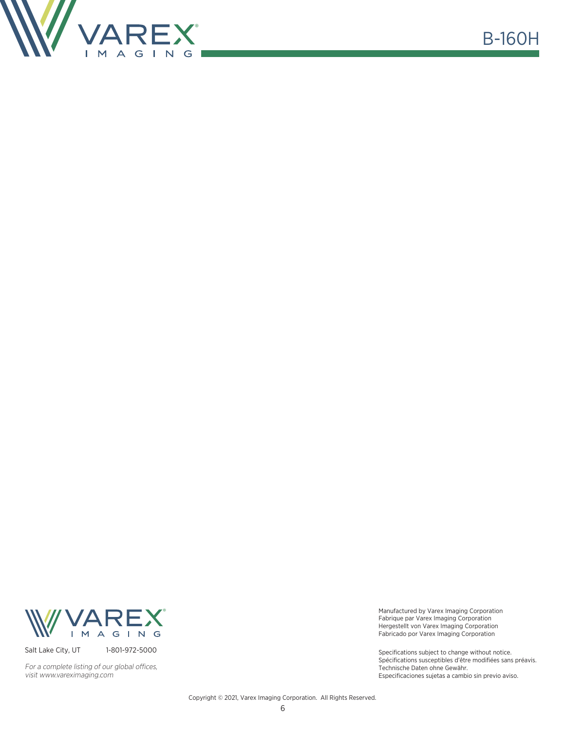Salt Lake City, UT 1-801-972-5000

*For a complete listing of our global offices, visit www.vareximaging.com*

Manufactured by Varex Imaging Corporation
Fabrique par Varex Imaging Corporation
Hergestellt von Varex Imaging Corporation
Fabricado por Varex Imaging Corporation

Specifications subject to change without notice.
Spécifications susceptibles d'être modifiées sans préavis.
Technische Daten ohne Gewähr.
Especificaciones sujetas a cambio sin previo aviso.

Copyright © 2021, Varex Imaging Corporation. All Rights Reserved.